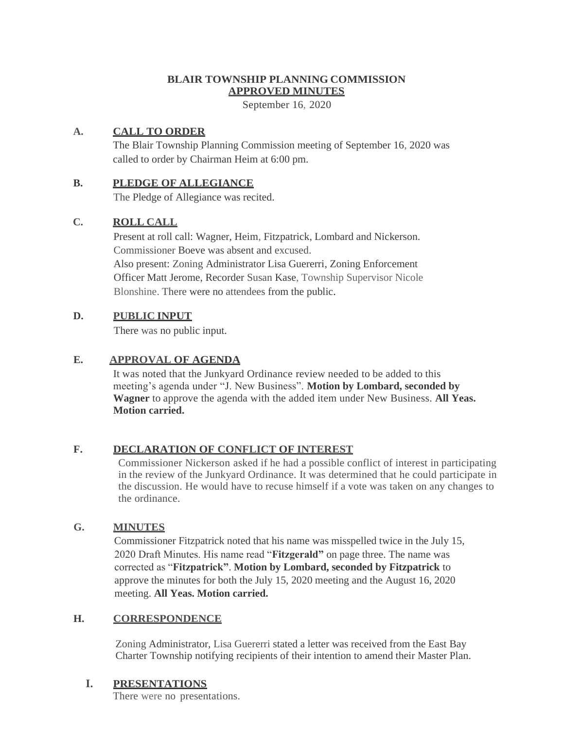# BLAIR TOWNSHIP PLANNING COMMISSION

## APPROVED MINUTES

September 16, 2020

## A. CALL TO ORDER

The Blair Township Planning Commission meeting of September 16, 2020 was called to order by Chairman Heim at 6:00 pm.

## B. PLEDGE OF ALLEGIANCE

The Pledge of Allegiance was recited.

## C. ROLL CALL

Present at roll call: Wagner, Heim, Fitzpatrick, Lombard and Nickerson. Commissioner Boeve was absent and excused.
Also present: Zoning Administrator Lisa Guererri, Zoning Enforcement Officer Matt Jerome, Recorder Susan Kase, Township Supervisor Nicole Blonshine. There were no attendees from the public.

## D. PUBLIC INPUT

There was no public input.

## E. APPROVAL OF AGENDA

It was noted that the Junkyard Ordinance review needed to be added to this meeting's agenda under "J. New Business". **Motion by Lombard, seconded by Wagner** to approve the agenda with the added item under New Business. **All Yeas. Motion carried.**

## F. DECLARATION OF CONFLICT OF INTEREST

Commissioner Nickerson asked if he had a possible conflict of interest in participating in the review of the Junkyard Ordinance. It was determined that he could participate in the discussion. He would have to recuse himself if a vote was taken on any changes to the ordinance.

## G. MINUTES

Commissioner Fitzpatrick noted that his name was misspelled twice in the July 15, 2020 Draft Minutes. His name read "**Fitzgerald"** on page three. The name was corrected as "**Fitzpatrick"**. **Motion by Lombard, seconded by Fitzpatrick** to approve the minutes for both the July 15, 2020 meeting and the August 16, 2020 meeting. **All Yeas. Motion carried.**

## H. CORRESPONDENCE

Zoning Administrator, Lisa Guererri stated a letter was received from the East Bay Charter Township notifying recipients of their intention to amend their Master Plan.

## I. PRESENTATIONS

There were no presentations.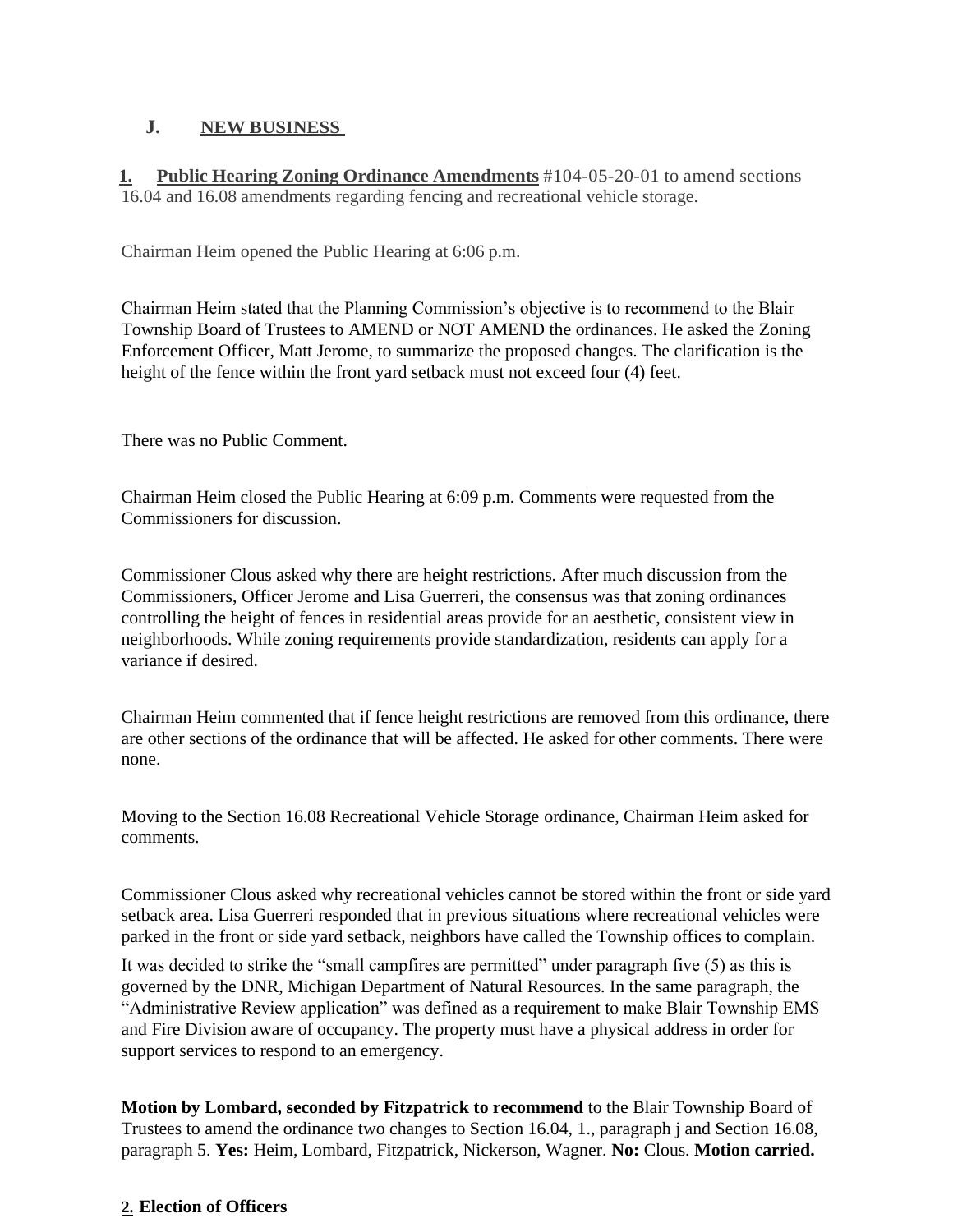## J. NEW BUSINESS

**1. Public Hearing Zoning Ordinance Amendments** #104-05-20-01 to amend sections 16.04 and 16.08 amendments regarding fencing and recreational vehicle storage.

Chairman Heim opened the Public Hearing at 6:06 p.m.

Chairman Heim stated that the Planning Commission's objective is to recommend to the Blair Township Board of Trustees to AMEND or NOT AMEND the ordinances. He asked the Zoning Enforcement Officer, Matt Jerome, to summarize the proposed changes. The clarification is the height of the fence within the front yard setback must not exceed four (4) feet.

There was no Public Comment.

Chairman Heim closed the Public Hearing at 6:09 p.m. Comments were requested from the Commissioners for discussion.

Commissioner Clous asked why there are height restrictions. After much discussion from the Commissioners, Officer Jerome and Lisa Guerreri, the consensus was that zoning ordinances controlling the height of fences in residential areas provide for an aesthetic, consistent view in neighborhoods. While zoning requirements provide standardization, residents can apply for a variance if desired.

Chairman Heim commented that if fence height restrictions are removed from this ordinance, there are other sections of the ordinance that will be affected. He asked for other comments. There were none.

Moving to the Section 16.08 Recreational Vehicle Storage ordinance, Chairman Heim asked for comments.

Commissioner Clous asked why recreational vehicles cannot be stored within the front or side yard setback area. Lisa Guerreri responded that in previous situations where recreational vehicles were parked in the front or side yard setback, neighbors have called the Township offices to complain.

It was decided to strike the "small campfires are permitted" under paragraph five (5) as this is governed by the DNR, Michigan Department of Natural Resources. In the same paragraph, the "Administrative Review application" was defined as a requirement to make Blair Township EMS and Fire Division aware of occupancy. The property must have a physical address in order for support services to respond to an emergency.

**Motion by Lombard, seconded by Fitzpatrick to recommend** to the Blair Township Board of Trustees to amend the ordinance two changes to Section 16.04, 1., paragraph j and Section 16.08, paragraph 5. **Yes:** Heim, Lombard, Fitzpatrick, Nickerson, Wagner. **No:** Clous. **Motion carried.**

**2. Election of Officers**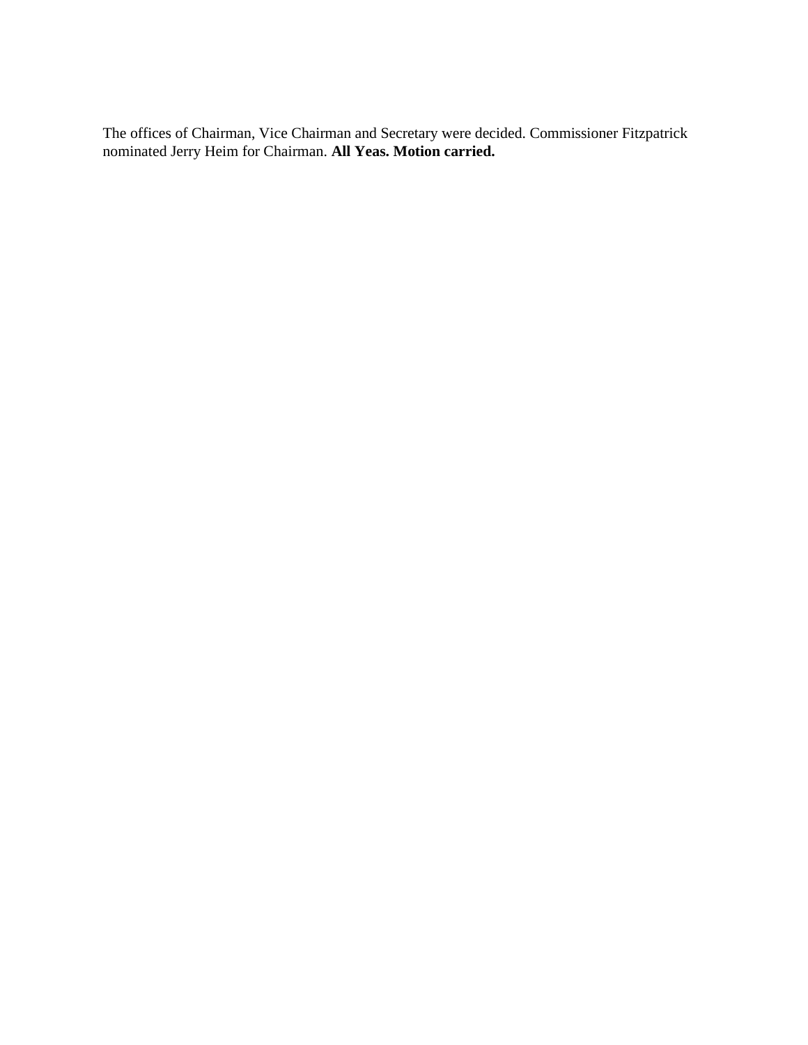The offices of Chairman, Vice Chairman and Secretary were decided. Commissioner Fitzpatrick nominated Jerry Heim for Chairman. **All Yeas. Motion carried.**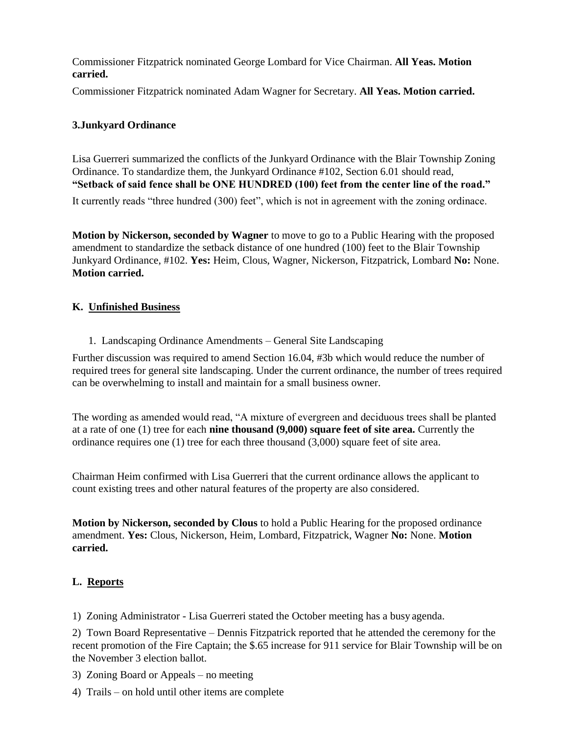Commissioner Fitzpatrick nominated George Lombard for Vice Chairman. **All Yeas. Motion carried.**

Commissioner Fitzpatrick nominated Adam Wagner for Secretary. **All Yeas. Motion carried.**

### 3.Junkyard Ordinance

Lisa Guerreri summarized the conflicts of the Junkyard Ordinance with the Blair Township Zoning Ordinance. To standardize them, the Junkyard Ordinance #102, Section 6.01 should read, **"Setback of said fence shall be ONE HUNDRED (100) feet from the center line of the road."**

It currently reads "three hundred (300) feet", which is not in agreement with the zoning ordinace.

**Motion by Nickerson, seconded by Wagner** to move to go to a Public Hearing with the proposed amendment to standardize the setback distance of one hundred (100) feet to the Blair Township Junkyard Ordinance, #102. **Yes:** Heim, Clous, Wagner, Nickerson, Fitzpatrick, Lombard **No:** None. **Motion carried.**

## K. Unfinished Business

1. Landscaping Ordinance Amendments – General Site Landscaping

Further discussion was required to amend Section 16.04, #3b which would reduce the number of required trees for general site landscaping. Under the current ordinance, the number of trees required can be overwhelming to install and maintain for a small business owner.

The wording as amended would read, "A mixture of evergreen and deciduous trees shall be planted at a rate of one (1) tree for each **nine thousand (9,000) square feet of site area.** Currently the ordinance requires one (1) tree for each three thousand (3,000) square feet of site area.

Chairman Heim confirmed with Lisa Guerreri that the current ordinance allows the applicant to count existing trees and other natural features of the property are also considered.

**Motion by Nickerson, seconded by Clous** to hold a Public Hearing for the proposed ordinance amendment. **Yes:** Clous, Nickerson, Heim, Lombard, Fitzpatrick, Wagner **No:** None. **Motion carried.**

## L. Reports

1) Zoning Administrator - Lisa Guerreri stated the October meeting has a busy agenda.

2) Town Board Representative – Dennis Fitzpatrick reported that he attended the ceremony for the recent promotion of the Fire Captain; the $.65 increase for 911 service for Blair Township will be on the November 3 election ballot.

3) Zoning Board or Appeals – no meeting

4) Trails – on hold until other items are complete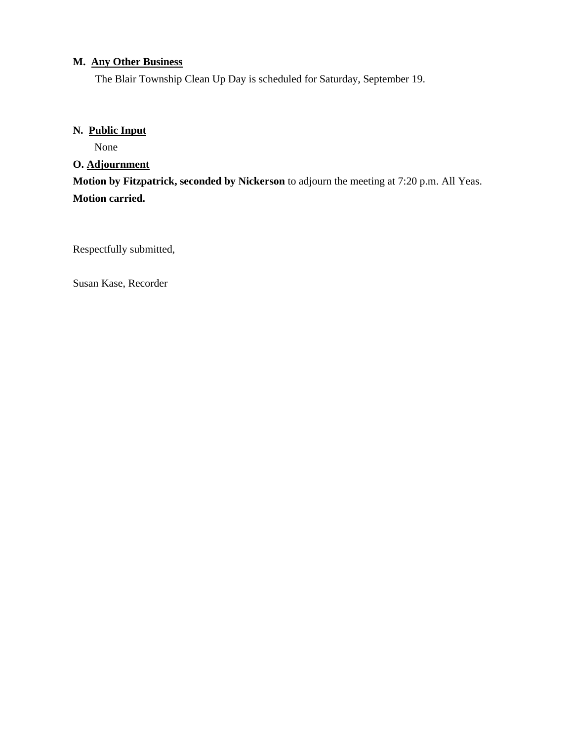**M. Any Other Business**

The Blair Township Clean Up Day is scheduled for Saturday, September 19.

**N. Public Input**

None

**O. Adjournment**

**Motion by Fitzpatrick, seconded by Nickerson** to adjourn the meeting at 7:20 p.m. All Yeas. **Motion carried.**

Respectfully submitted,

Susan Kase, Recorder